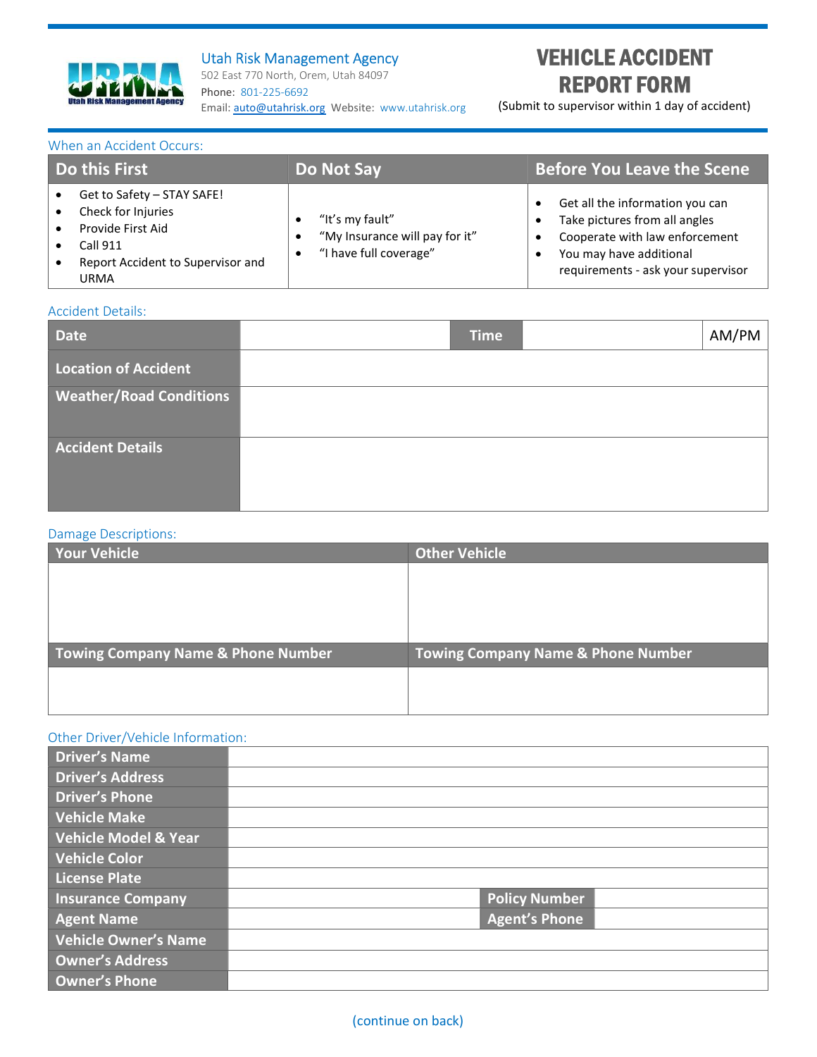Utah Risk Management Agency
502 East 770 North, Orem, Utah 84097
Phone: 801-225-6692
Email: auto@utahrisk.org Website: www.utahrisk.org

# VEHICLE ACCIDENT REPORT FORM

(Submit to supervisor within 1 day of accident)

## When an Accident Occurs:

| Do this First | Do Not Say | Before You Leave the Scene |
|---|---|---|
| • Get to Safety – STAY SAFE!<br>• Check for Injuries<br>• Provide First Aid<br>• Call 911<br>• Report Accident to Supervisor and URMA | • "It's my fault"<br>• "My Insurance will pay for it"<br>• "I have full coverage" | • Get all the information you can<br>• Take pictures from all angles<br>• Cooperate with law enforcement<br>• You may have additional requirements - ask your supervisor |

## Accident Details:

| Date | | Time | | AM/PM |
|---|---|---|---|---|
| Location of Accident | | | | |
| Weather/Road Conditions | | | | |
| Accident Details | | | | |

## Damage Descriptions:

| Your Vehicle | Other Vehicle |
|---|---|
| | |
| **Towing Company Name & Phone Number** | **Towing Company Name & Phone Number** |
| | |

## Other Driver/Vehicle Information:

| Driver's Name | | | |
|---|---|---|---|
| Driver's Address | | | |
| Driver's Phone | | | |
| Vehicle Make | | | |
| Vehicle Model & Year | | | |
| Vehicle Color | | | |
| License Plate | | | |
| Insurance Company | | Policy Number | |
| Agent Name | | Agent's Phone | |
| Vehicle Owner's Name | | | |
| Owner's Address | | | |
| Owner's Phone | | | |

(continue on back)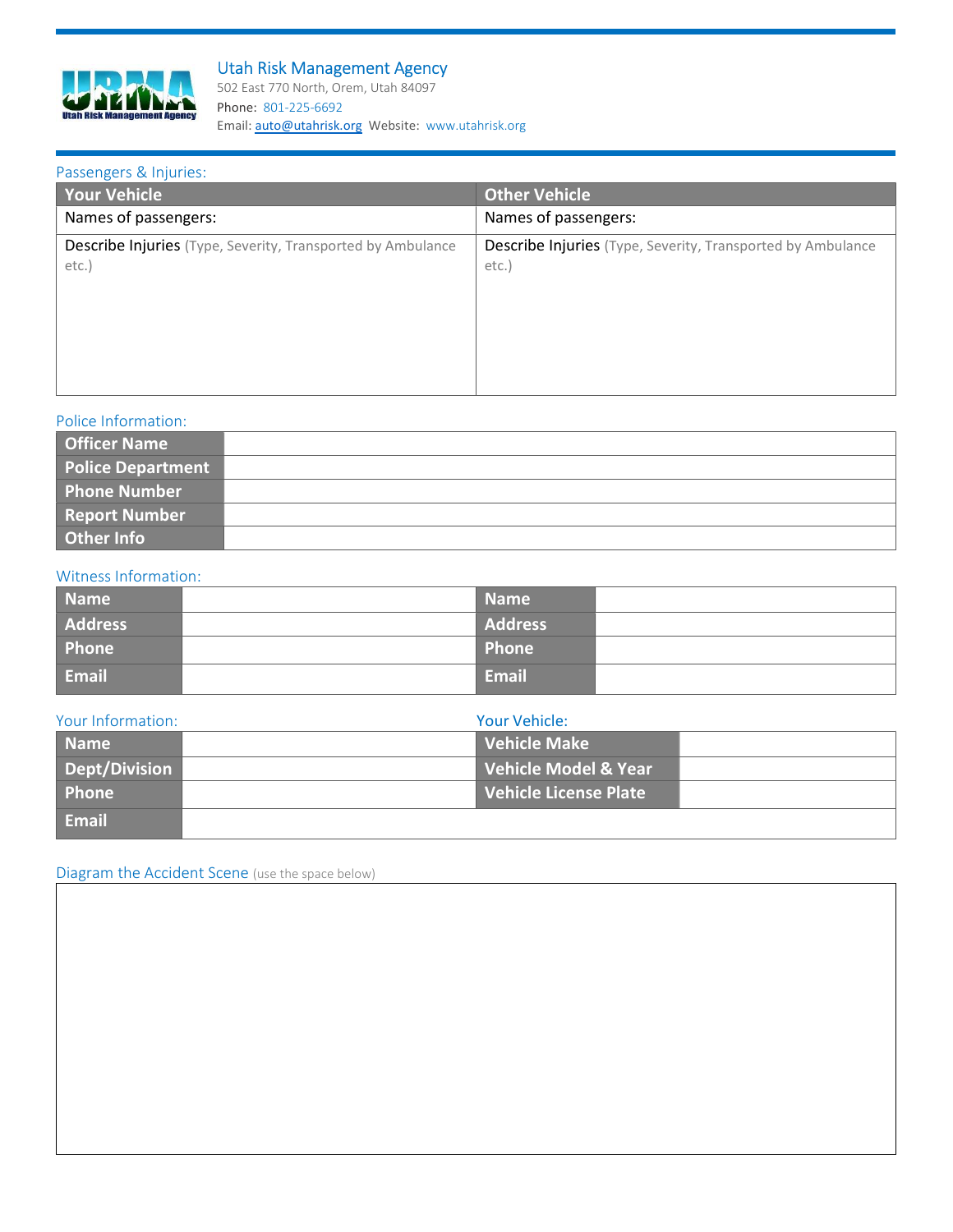Utah Risk Management Agency
502 East 770 North, Orem, Utah 84097
Phone: 801-225-6692
Email: auto@utahrisk.org Website: www.utahrisk.org

## Passengers & Injuries:

| Your Vehicle | Other Vehicle |
|---|---|
| Names of passengers: | Names of passengers: |
| Describe Injuries (Type, Severity, Transported by Ambulance etc.) | Describe Injuries (Type, Severity, Transported by Ambulance etc.) |

## Police Information:

| | |
|---|---|
| **Officer Name** | |
| **Police Department** | |
| **Phone Number** | |
| **Report Number** | |
| **Other Info** | |

## Witness Information:

| | | | |
|---|---|---|---|
| **Name** | | **Name** | |
| **Address** | | **Address** | |
| **Phone** | | **Phone** | |
| **Email** | | **Email** | |

## Your Information:

| | |
|---|---|
| **Name** | |
| **Dept/Division** | |
| **Phone** | |
| **Email** | |

## Your Vehicle:

| | |
|---|---|
| **Vehicle Make** | |
| **Vehicle Model & Year** | |
| **Vehicle License Plate** | |

## Diagram the Accident Scene (use the space below)